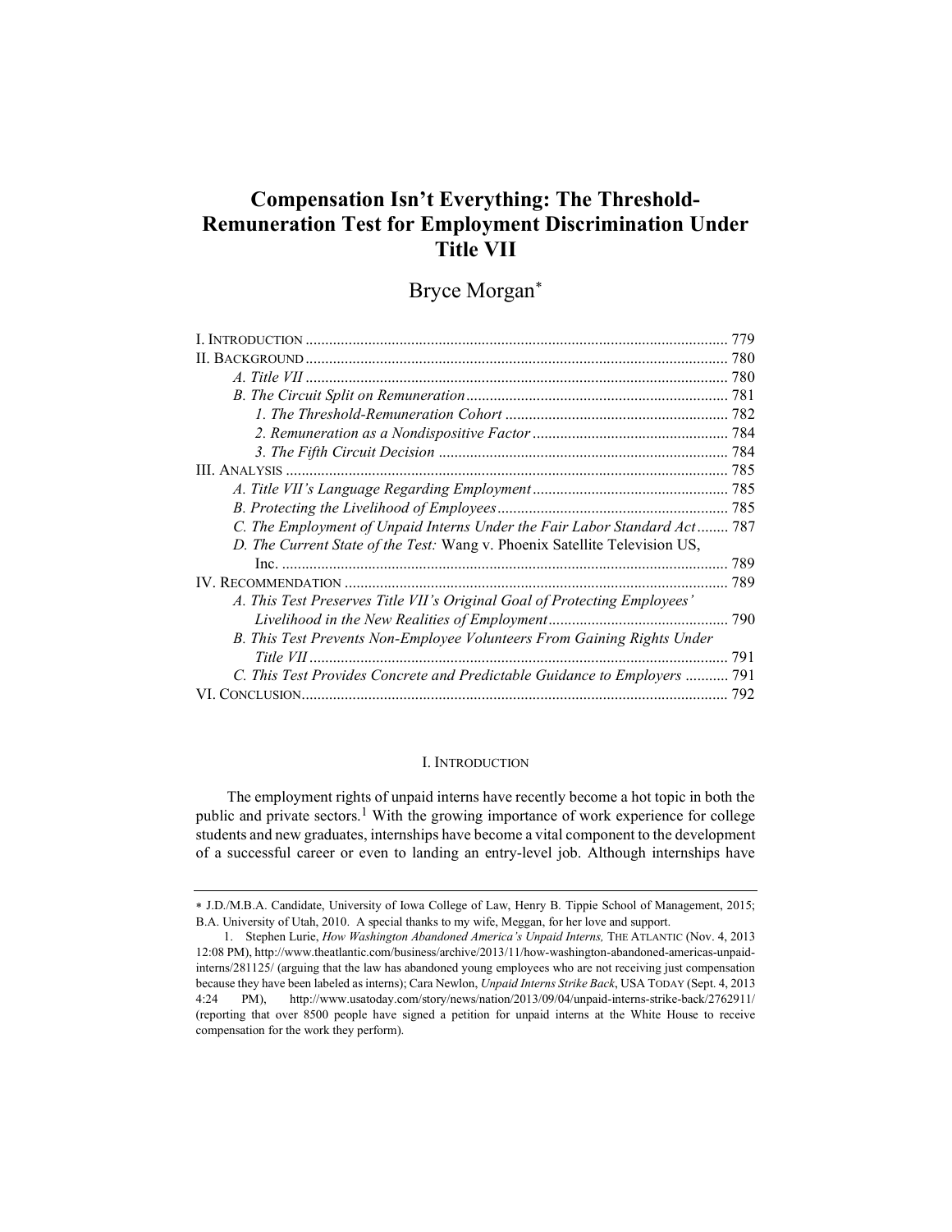# Compensation Isn't Everything: The Threshold-Remuneration Test for Employment Discrimination Under Title VII

Bryce Morgan*

I. INTRODUCTION ........................................................................................................ 779
II. BACKGROUND ......................................................................................................... 780
*A. Title VII* ............................................................................................................. 780
*B. The Circuit Split on Remuneration* ................................................................... 781
*1. The Threshold-Remuneration Cohort* ......................................................... 782
*2. Remuneration as a Nondispositive Factor* .................................................. 784
*3. The Fifth Circuit Decision* .......................................................................... 784
III. ANALYSIS ............................................................................................................. 785
*A. Title VII's Language Regarding Employment* .................................................. 785
*B. Protecting the Livelihood of Employees* ........................................................... 785
*C. The Employment of Unpaid Interns Under the Fair Labor Standard Act* ........ 787
*D. The Current State of the Test:* Wang v. Phoenix Satellite Television US, Inc. ................................................................................................................. 789
IV. RECOMMENDATION ............................................................................................... 789
*A. This Test Preserves Title VII's Original Goal of Protecting Employees' Livelihood in the New Realities of Employment* ............................................. 790
*B. This Test Prevents Non-Employee Volunteers From Gaining Rights Under Title VII* .......................................................................................................... 791
*C. This Test Provides Concrete and Predictable Guidance to Employers* ........... 791
VI. CONCLUSION ......................................................................................................... 792

## I. INTRODUCTION

The employment rights of unpaid interns have recently become a hot topic in both the public and private sectors.[1] With the growing importance of work experience for college students and new graduates, internships have become a vital component to the development of a successful career or even to landing an entry-level job. Although internships have

---

* J.D./M.B.A. Candidate, University of Iowa College of Law, Henry B. Tippie School of Management, 2015; B.A. University of Utah, 2010. A special thanks to my wife, Meggan, for her love and support.

1. Stephen Lurie, *How Washington Abandoned America's Unpaid Interns,* THE ATLANTIC (Nov. 4, 2013 12:08 PM), http://www.theatlantic.com/business/archive/2013/11/how-washington-abandoned-americas-unpaid-interns/281125/ (arguing that the law has abandoned young employees who are not receiving just compensation because they have been labeled as interns); Cara Newlon, *Unpaid Interns Strike Back*, USA TODAY (Sept. 4, 2013 4:24 PM), http://www.usatoday.com/story/news/nation/2013/09/04/unpaid-interns-strike-back/2762911/ (reporting that over 8500 people have signed a petition for unpaid interns at the White House to receive compensation for the work they perform).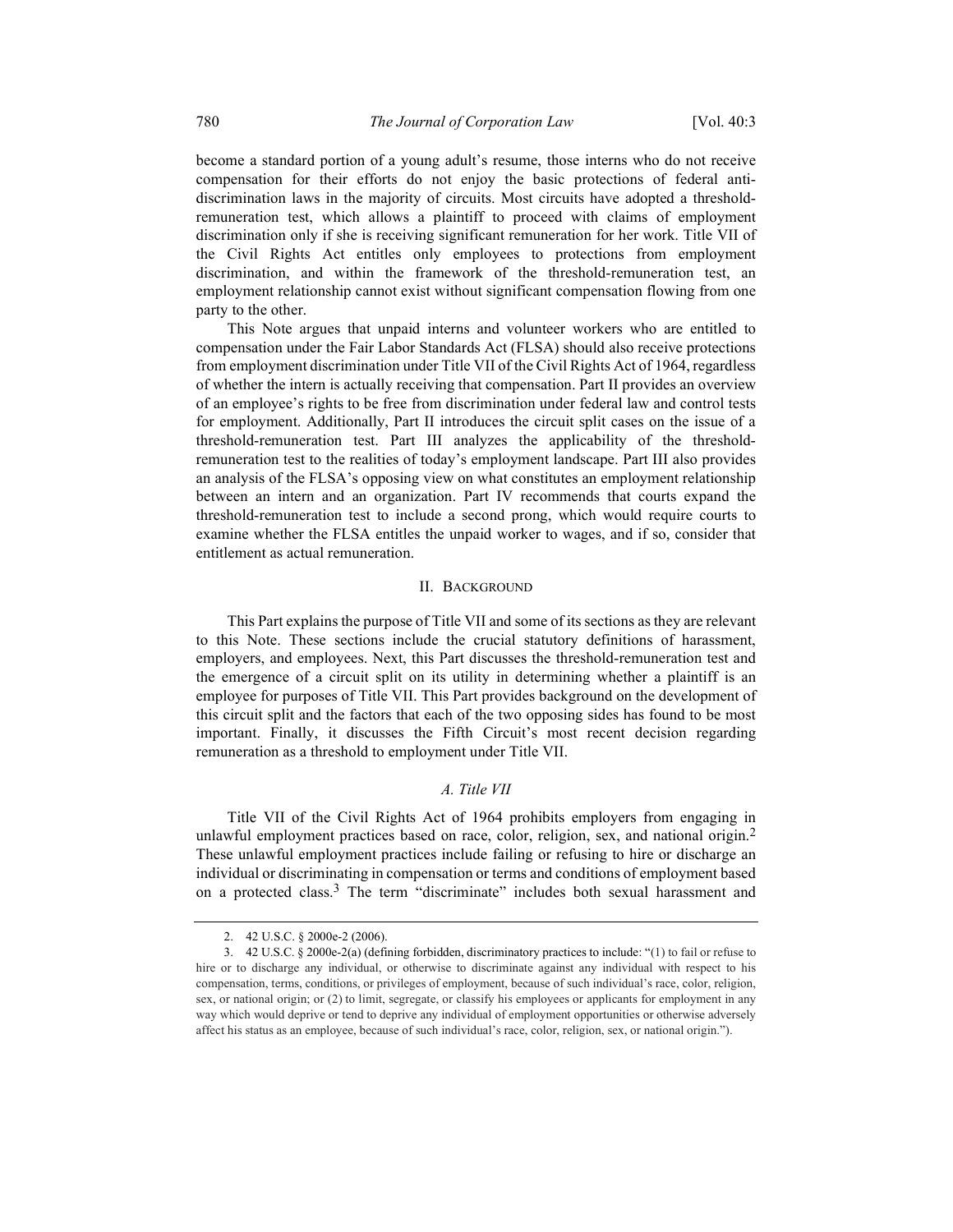become a standard portion of a young adult's resume, those interns who do not receive compensation for their efforts do not enjoy the basic protections of federal anti-discrimination laws in the majority of circuits. Most circuits have adopted a threshold-remuneration test, which allows a plaintiff to proceed with claims of employment discrimination only if she is receiving significant remuneration for her work. Title VII of the Civil Rights Act entitles only employees to protections from employment discrimination, and within the framework of the threshold-remuneration test, an employment relationship cannot exist without significant compensation flowing from one party to the other.

This Note argues that unpaid interns and volunteer workers who are entitled to compensation under the Fair Labor Standards Act (FLSA) should also receive protections from employment discrimination under Title VII of the Civil Rights Act of 1964, regardless of whether the intern is actually receiving that compensation. Part II provides an overview of an employee's rights to be free from discrimination under federal law and control tests for employment. Additionally, Part II introduces the circuit split cases on the issue of a threshold-remuneration test. Part III analyzes the applicability of the threshold-remuneration test to the realities of today's employment landscape. Part III also provides an analysis of the FLSA's opposing view on what constitutes an employment relationship between an intern and an organization. Part IV recommends that courts expand the threshold-remuneration test to include a second prong, which would require courts to examine whether the FLSA entitles the unpaid worker to wages, and if so, consider that entitlement as actual remuneration.

## II. BACKGROUND

This Part explains the purpose of Title VII and some of its sections as they are relevant to this Note. These sections include the crucial statutory definitions of harassment, employers, and employees. Next, this Part discusses the threshold-remuneration test and the emergence of a circuit split on its utility in determining whether a plaintiff is an employee for purposes of Title VII. This Part provides background on the development of this circuit split and the factors that each of the two opposing sides has found to be most important. Finally, it discusses the Fifth Circuit's most recent decision regarding remuneration as a threshold to employment under Title VII.

### *A. Title VII*

Title VII of the Civil Rights Act of 1964 prohibits employers from engaging in unlawful employment practices based on race, color, religion, sex, and national origin.[2] These unlawful employment practices include failing or refusing to hire or discharge an individual or discriminating in compensation or terms and conditions of employment based on a protected class.[3] The term "discriminate" includes both sexual harassment and

2. 42 U.S.C. § 2000e-2 (2006).

3. 42 U.S.C. § 2000e-2(a) (defining forbidden, discriminatory practices to include: "(1) to fail or refuse to hire or to discharge any individual, or otherwise to discriminate against any individual with respect to his compensation, terms, conditions, or privileges of employment, because of such individual's race, color, religion, sex, or national origin; or (2) to limit, segregate, or classify his employees or applicants for employment in any way which would deprive or tend to deprive any individual of employment opportunities or otherwise adversely affect his status as an employee, because of such individual's race, color, religion, sex, or national origin.").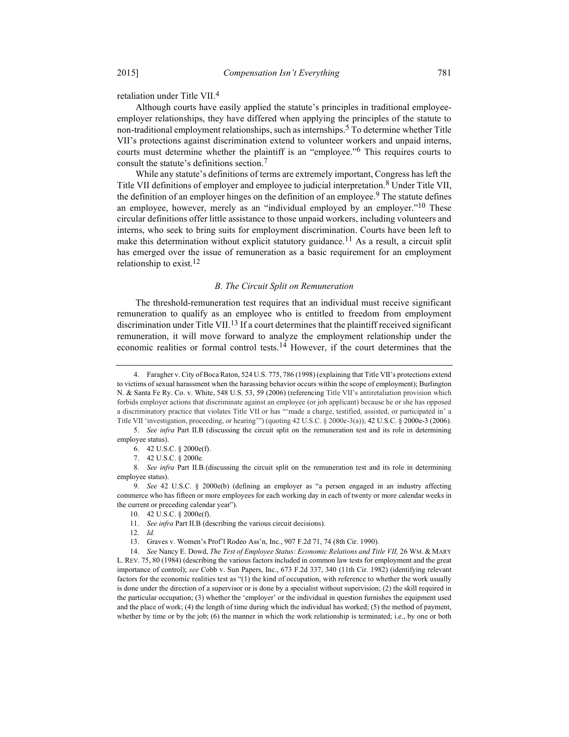retaliation under Title VII.[4]

Although courts have easily applied the statute's principles in traditional employee-employer relationships, they have differed when applying the principles of the statute to non-traditional employment relationships, such as internships.[5] To determine whether Title VII's protections against discrimination extend to volunteer workers and unpaid interns, courts must determine whether the plaintiff is an "employee."[6] This requires courts to consult the statute's definitions section.[7]

While any statute's definitions of terms are extremely important, Congress has left the Title VII definitions of employer and employee to judicial interpretation.[8] Under Title VII, the definition of an employer hinges on the definition of an employee.[9] The statute defines an employee, however, merely as an "individual employed by an employer."[10] These circular definitions offer little assistance to those unpaid workers, including volunteers and interns, who seek to bring suits for employment discrimination. Courts have been left to make this determination without explicit statutory guidance.[11] As a result, a circuit split has emerged over the issue of remuneration as a basic requirement for an employment relationship to exist.[12]

### *B. The Circuit Split on Remuneration*

The threshold-remuneration test requires that an individual must receive significant remuneration to qualify as an employee who is entitled to freedom from employment discrimination under Title VII.[13] If a court determines that the plaintiff received significant remuneration, it will move forward to analyze the employment relationship under the economic realities or formal control tests.[14] However, if the court determines that the

---

4. Faragher v. City of Boca Raton, 524 U.S. 775, 786 (1998) (explaining that Title VII's protections extend to victims of sexual harassment when the harassing behavior occurs within the scope of employment); Burlington N. & Santa Fe Ry. Co. v. White, 548 U.S. 53, 59 (2006) (referencing Title VII's antiretaliation provision which forbids employer actions that discriminate against an employee (or job applicant) because he or she has opposed a discriminatory practice that violates Title VII or has "'made a charge, testified, assisted, or participated in' a Title VII 'investigation, proceeding, or hearing'") (quoting 42 U.S.C. § 2000e-3(a)); 42 U.S.C. § 2000e-3 (2006).

5. *See infra* Part II.B (discussing the circuit split on the remuneration test and its role in determining employee status).

6. 42 U.S.C. § 2000e(f).

7. 42 U.S.C. § 2000e.

8. *See infra* Part II.B.(discussing the circuit split on the remuneration test and its role in determining employee status).

9. *See* 42 U.S.C. § 2000e(b) (defining an employer as "a person engaged in an industry affecting commerce who has fifteen or more employees for each working day in each of twenty or more calendar weeks in the current or preceding calendar year").

10. 42 U.S.C. § 2000e(f).

11. *See infra* Part II.B (describing the various circuit decisions).

12. *Id.*

13. Graves v. Women's Prof'l Rodeo Ass'n, Inc., 907 F.2d 71, 74 (8th Cir. 1990).

14. *See* Nancy E. Dowd, *The Test of Employee Status: Economic Relations and Title VII,* 26 WM. & MARY L. REV. 75, 80 (1984) (describing the various factors included in common law tests for employment and the great importance of control); *see* Cobb v. Sun Papers, Inc., 673 F.2d 337, 340 (11th Cir. 1982) (identifying relevant factors for the economic realities test as "(1) the kind of occupation, with reference to whether the work usually is done under the direction of a supervisor or is done by a specialist without supervision; (2) the skill required in the particular occupation; (3) whether the 'employer' or the individual in question furnishes the equipment used and the place of work; (4) the length of time during which the individual has worked; (5) the method of payment, whether by time or by the job; (6) the manner in which the work relationship is terminated; i.e., by one or both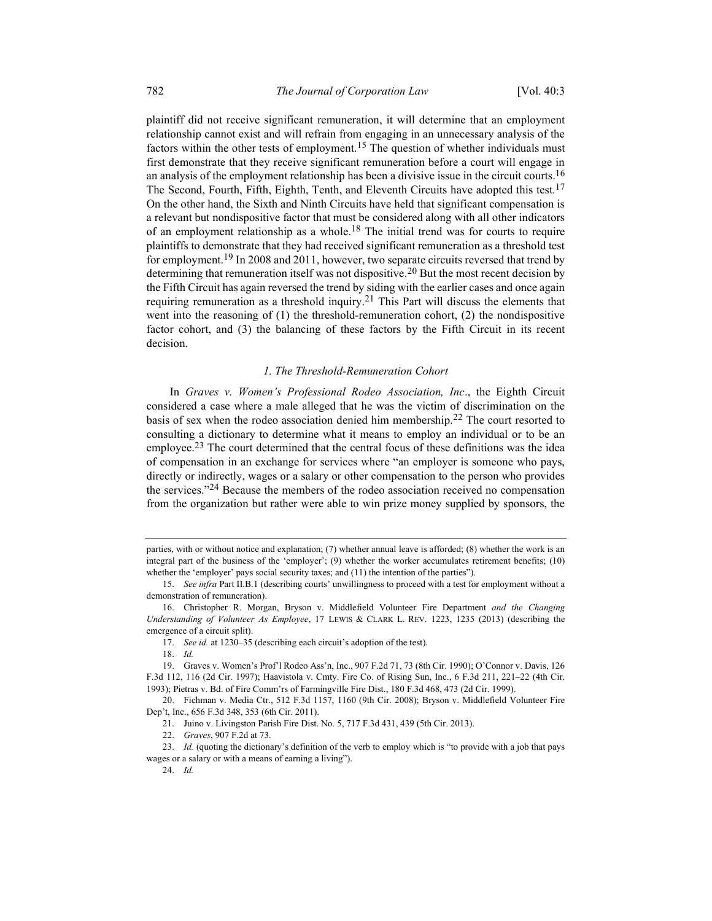plaintiff did not receive significant remuneration, it will determine that an employment relationship cannot exist and will refrain from engaging in an unnecessary analysis of the factors within the other tests of employment.[15] The question of whether individuals must first demonstrate that they receive significant remuneration before a court will engage in an analysis of the employment relationship has been a divisive issue in the circuit courts.[16] The Second, Fourth, Fifth, Eighth, Tenth, and Eleventh Circuits have adopted this test.[17] On the other hand, the Sixth and Ninth Circuits have held that significant compensation is a relevant but nondispositive factor that must be considered along with all other indicators of an employment relationship as a whole.[18] The initial trend was for courts to require plaintiffs to demonstrate that they had received significant remuneration as a threshold test for employment.[19] In 2008 and 2011, however, two separate circuits reversed that trend by determining that remuneration itself was not dispositive.[20] But the most recent decision by the Fifth Circuit has again reversed the trend by siding with the earlier cases and once again requiring remuneration as a threshold inquiry.[21] This Part will discuss the elements that went into the reasoning of (1) the threshold-remuneration cohort, (2) the nondispositive factor cohort, and (3) the balancing of these factors by the Fifth Circuit in its recent decision.

### *1. The Threshold-Remuneration Cohort*

In *Graves v. Women's Professional Rodeo Association, Inc*., the Eighth Circuit considered a case where a male alleged that he was the victim of discrimination on the basis of sex when the rodeo association denied him membership.[22] The court resorted to consulting a dictionary to determine what it means to employ an individual or to be an employee.[23] The court determined that the central focus of these definitions was the idea of compensation in an exchange for services where "an employer is someone who pays, directly or indirectly, wages or a salary or other compensation to the person who provides the services."[24] Because the members of the rodeo association received no compensation from the organization but rather were able to win prize money supplied by sponsors, the

---

parties, with or without notice and explanation; (7) whether annual leave is afforded; (8) whether the work is an integral part of the business of the 'employer'; (9) whether the worker accumulates retirement benefits; (10) whether the 'employer' pays social security taxes; and (11) the intention of the parties").

15. *See infra* Part II.B.1 (describing courts' unwillingness to proceed with a test for employment without a demonstration of remuneration).

16. Christopher R. Morgan, Bryson v. Middlefield Volunteer Fire Department *and the Changing Understanding of Volunteer As Employee*, 17 LEWIS & CLARK L. REV. 1223, 1235 (2013) (describing the emergence of a circuit split).

17. *See id.* at 1230–35 (describing each circuit's adoption of the test).

18. *Id.*

19. Graves v. Women's Prof'l Rodeo Ass'n, Inc., 907 F.2d 71, 73 (8th Cir. 1990); O'Connor v. Davis, 126 F.3d 112, 116 (2d Cir. 1997); Haavistola v. Cmty. Fire Co. of Rising Sun, Inc., 6 F.3d 211, 221–22 (4th Cir. 1993); Pietras v. Bd. of Fire Comm'rs of Farmingville Fire Dist., 180 F.3d 468, 473 (2d Cir. 1999).

20. Fichman v. Media Ctr., 512 F.3d 1157, 1160 (9th Cir. 2008); Bryson v. Middlefield Volunteer Fire Dep't, Inc., 656 F.3d 348, 353 (6th Cir. 2011).

21. Juino v. Livingston Parish Fire Dist. No. 5, 717 F.3d 431, 439 (5th Cir. 2013).

22. *Graves*, 907 F.2d at 73.

23. *Id.* (quoting the dictionary's definition of the verb to employ which is "to provide with a job that pays wages or a salary or with a means of earning a living").

24. *Id.*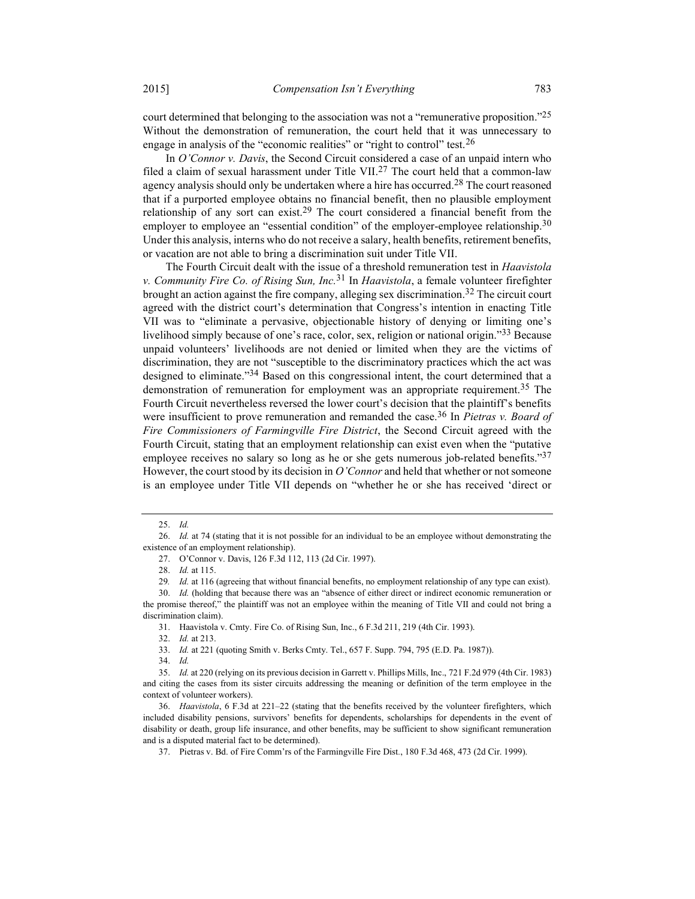court determined that belonging to the association was not a "remunerative proposition."[25] Without the demonstration of remuneration, the court held that it was unnecessary to engage in analysis of the "economic realities" or "right to control" test.[26]

In *O'Connor v. Davis*, the Second Circuit considered a case of an unpaid intern who filed a claim of sexual harassment under Title VII.[27] The court held that a common-law agency analysis should only be undertaken where a hire has occurred.[28] The court reasoned that if a purported employee obtains no financial benefit, then no plausible employment relationship of any sort can exist.[29] The court considered a financial benefit from the employer to employee an "essential condition" of the employer-employee relationship.[30] Under this analysis, interns who do not receive a salary, health benefits, retirement benefits, or vacation are not able to bring a discrimination suit under Title VII.

The Fourth Circuit dealt with the issue of a threshold remuneration test in *Haavistola v. Community Fire Co. of Rising Sun, Inc.*[31] In *Haavistola*, a female volunteer firefighter brought an action against the fire company, alleging sex discrimination.[32] The circuit court agreed with the district court's determination that Congress's intention in enacting Title VII was to "eliminate a pervasive, objectionable history of denying or limiting one's livelihood simply because of one's race, color, sex, religion or national origin."[33] Because unpaid volunteers' livelihoods are not denied or limited when they are the victims of discrimination, they are not "susceptible to the discriminatory practices which the act was designed to eliminate."[34] Based on this congressional intent, the court determined that a demonstration of remuneration for employment was an appropriate requirement.[35] The Fourth Circuit nevertheless reversed the lower court's decision that the plaintiff's benefits were insufficient to prove remuneration and remanded the case.[36] In *Pietras v. Board of Fire Commissioners of Farmingville Fire District*, the Second Circuit agreed with the Fourth Circuit, stating that an employment relationship can exist even when the "putative employee receives no salary so long as he or she gets numerous job-related benefits."[37] However, the court stood by its decision in *O'Connor* and held that whether or not someone is an employee under Title VII depends on "whether he or she has received 'direct or

---

25. *Id.*

26. *Id.* at 74 (stating that it is not possible for an individual to be an employee without demonstrating the existence of an employment relationship).

27. O'Connor v. Davis, 126 F.3d 112, 113 (2d Cir. 1997).

28. *Id.* at 115.

29. *Id.* at 116 (agreeing that without financial benefits, no employment relationship of any type can exist).

30. *Id.* (holding that because there was an "absence of either direct or indirect economic remuneration or the promise thereof," the plaintiff was not an employee within the meaning of Title VII and could not bring a discrimination claim).

31. Haavistola v. Cmty. Fire Co. of Rising Sun, Inc., 6 F.3d 211, 219 (4th Cir. 1993).

32. *Id.* at 213.

33. *Id.* at 221 (quoting Smith v. Berks Cmty. Tel., 657 F. Supp. 794, 795 (E.D. Pa. 1987)).

34. *Id.*

35. *Id.* at 220 (relying on its previous decision in Garrett v. Phillips Mills, Inc., 721 F.2d 979 (4th Cir. 1983) and citing the cases from its sister circuits addressing the meaning or definition of the term employee in the context of volunteer workers).

36. *Haavistola*, 6 F.3d at 221–22 (stating that the benefits received by the volunteer firefighters, which included disability pensions, survivors' benefits for dependents, scholarships for dependents in the event of disability or death, group life insurance, and other benefits, may be sufficient to show significant remuneration and is a disputed material fact to be determined).

37. Pietras v. Bd. of Fire Comm'rs of the Farmingville Fire Dist., 180 F.3d 468, 473 (2d Cir. 1999).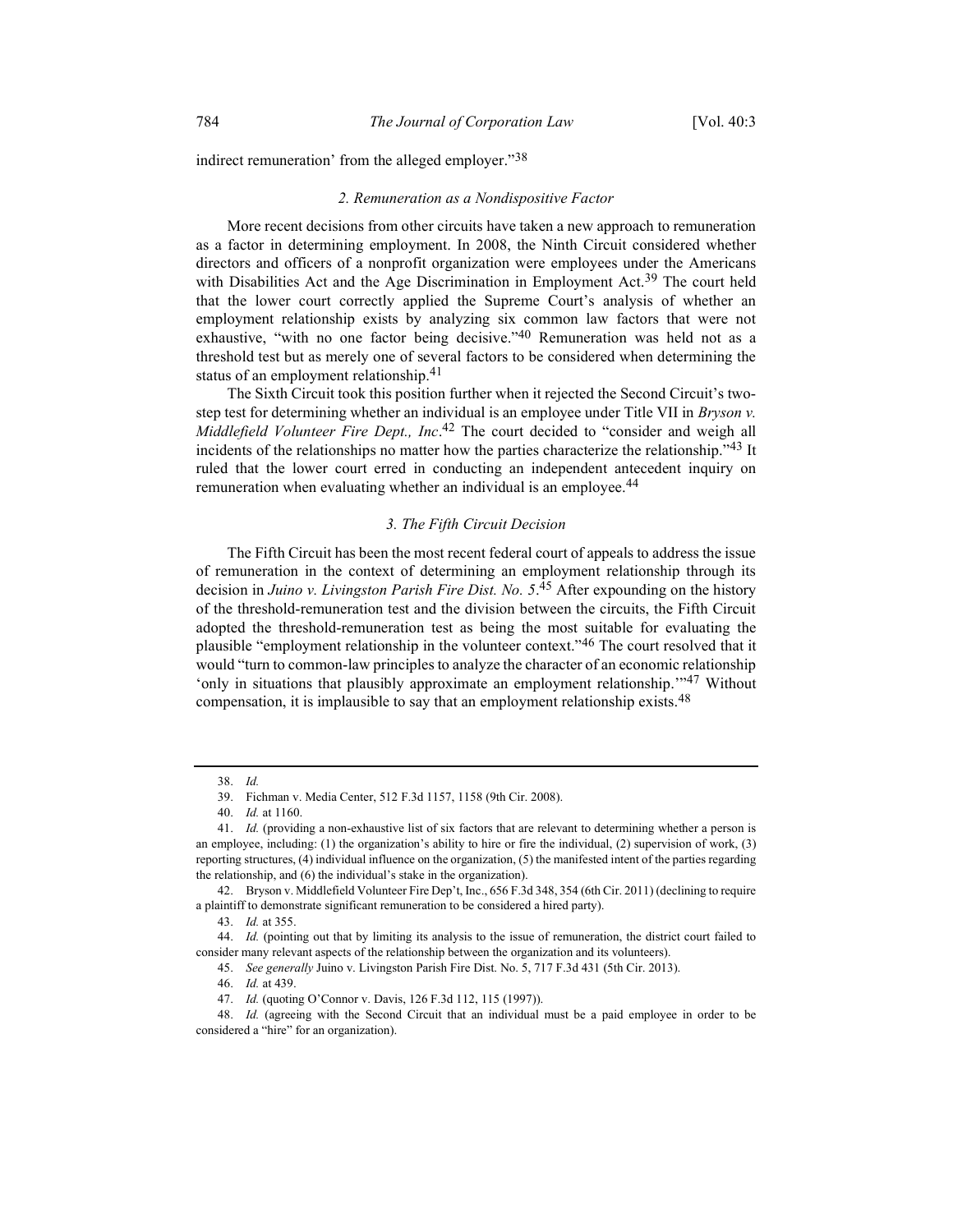indirect remuneration' from the alleged employer."[38]

### 2. Remuneration as a Nondispositive Factor

More recent decisions from other circuits have taken a new approach to remuneration as a factor in determining employment. In 2008, the Ninth Circuit considered whether directors and officers of a nonprofit organization were employees under the Americans with Disabilities Act and the Age Discrimination in Employment Act.[39] The court held that the lower court correctly applied the Supreme Court's analysis of whether an employment relationship exists by analyzing six common law factors that were not exhaustive, "with no one factor being decisive."[40] Remuneration was held not as a threshold test but as merely one of several factors to be considered when determining the status of an employment relationship.[41]

The Sixth Circuit took this position further when it rejected the Second Circuit's two-step test for determining whether an individual is an employee under Title VII in *Bryson v. Middlefield Volunteer Fire Dept., Inc.*[42] The court decided to "consider and weigh all incidents of the relationships no matter how the parties characterize the relationship."[43] It ruled that the lower court erred in conducting an independent antecedent inquiry on remuneration when evaluating whether an individual is an employee.[44]

### 3. The Fifth Circuit Decision

The Fifth Circuit has been the most recent federal court of appeals to address the issue of remuneration in the context of determining an employment relationship through its decision in *Juino v. Livingston Parish Fire Dist. No. 5*.[45] After expounding on the history of the threshold-remuneration test and the division between the circuits, the Fifth Circuit adopted the threshold-remuneration test as being the most suitable for evaluating the plausible "employment relationship in the volunteer context."[46] The court resolved that it would "turn to common-law principles to analyze the character of an economic relationship 'only in situations that plausibly approximate an employment relationship.'"[47] Without compensation, it is implausible to say that an employment relationship exists.[48]

---

38. *Id.*

39. Fichman v. Media Center, 512 F.3d 1157, 1158 (9th Cir. 2008).

40. *Id.* at 1160.

41. *Id.* (providing a non-exhaustive list of six factors that are relevant to determining whether a person is an employee, including: (1) the organization's ability to hire or fire the individual, (2) supervision of work, (3) reporting structures, (4) individual influence on the organization, (5) the manifested intent of the parties regarding the relationship, and (6) the individual's stake in the organization).

42. Bryson v. Middlefield Volunteer Fire Dep't, Inc., 656 F.3d 348, 354 (6th Cir. 2011) (declining to require a plaintiff to demonstrate significant remuneration to be considered a hired party).

43. *Id.* at 355.

44. *Id.* (pointing out that by limiting its analysis to the issue of remuneration, the district court failed to consider many relevant aspects of the relationship between the organization and its volunteers).

45. *See generally* Juino v. Livingston Parish Fire Dist. No. 5, 717 F.3d 431 (5th Cir. 2013).

46. *Id.* at 439.

47. *Id.* (quoting O'Connor v. Davis, 126 F.3d 112, 115 (1997)).

48. *Id.* (agreeing with the Second Circuit that an individual must be a paid employee in order to be considered a "hire" for an organization).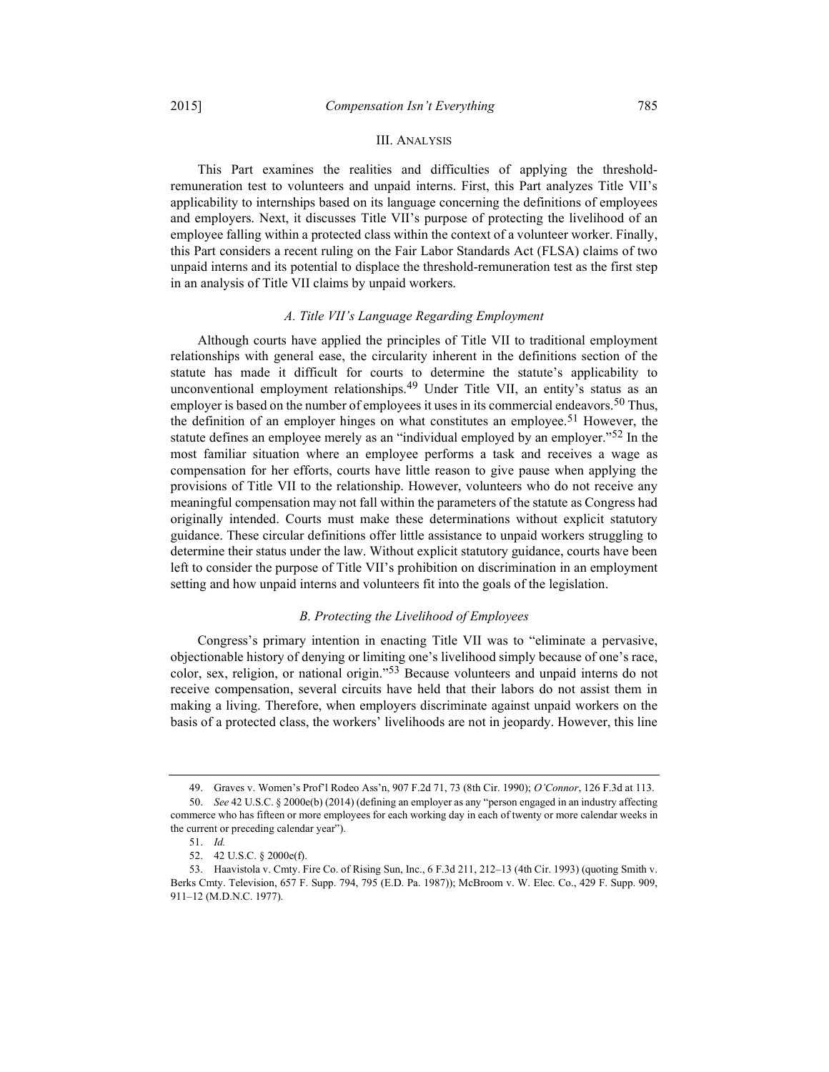## III. ANALYSIS

This Part examines the realities and difficulties of applying the threshold-remuneration test to volunteers and unpaid interns. First, this Part analyzes Title VII's applicability to internships based on its language concerning the definitions of employees and employers. Next, it discusses Title VII's purpose of protecting the livelihood of an employee falling within a protected class within the context of a volunteer worker. Finally, this Part considers a recent ruling on the Fair Labor Standards Act (FLSA) claims of two unpaid interns and its potential to displace the threshold-remuneration test as the first step in an analysis of Title VII claims by unpaid workers.

### *A. Title VII's Language Regarding Employment*

Although courts have applied the principles of Title VII to traditional employment relationships with general ease, the circularity inherent in the definitions section of the statute has made it difficult for courts to determine the statute's applicability to unconventional employment relationships.[49] Under Title VII, an entity's status as an employer is based on the number of employees it uses in its commercial endeavors.[50] Thus, the definition of an employer hinges on what constitutes an employee.[51] However, the statute defines an employee merely as an "individual employed by an employer."[52] In the most familiar situation where an employee performs a task and receives a wage as compensation for her efforts, courts have little reason to give pause when applying the provisions of Title VII to the relationship. However, volunteers who do not receive any meaningful compensation may not fall within the parameters of the statute as Congress had originally intended. Courts must make these determinations without explicit statutory guidance. These circular definitions offer little assistance to unpaid workers struggling to determine their status under the law. Without explicit statutory guidance, courts have been left to consider the purpose of Title VII's prohibition on discrimination in an employment setting and how unpaid interns and volunteers fit into the goals of the legislation.

### *B. Protecting the Livelihood of Employees*

Congress's primary intention in enacting Title VII was to "eliminate a pervasive, objectionable history of denying or limiting one's livelihood simply because of one's race, color, sex, religion, or national origin."[53] Because volunteers and unpaid interns do not receive compensation, several circuits have held that their labors do not assist them in making a living. Therefore, when employers discriminate against unpaid workers on the basis of a protected class, the workers' livelihoods are not in jeopardy. However, this line

---

49. Graves v. Women's Prof'l Rodeo Ass'n, 907 F.2d 71, 73 (8th Cir. 1990); *O'Connor*, 126 F.3d at 113.

50. *See* 42 U.S.C. § 2000e(b) (2014) (defining an employer as any "person engaged in an industry affecting commerce who has fifteen or more employees for each working day in each of twenty or more calendar weeks in the current or preceding calendar year").

51. *Id.*

52. 42 U.S.C. § 2000e(f).

53. Haavistola v. Cmty. Fire Co. of Rising Sun, Inc., 6 F.3d 211, 212–13 (4th Cir. 1993) (quoting Smith v. Berks Cmty. Television, 657 F. Supp. 794, 795 (E.D. Pa. 1987)); McBroom v. W. Elec. Co., 429 F. Supp. 909, 911–12 (M.D.N.C. 1977).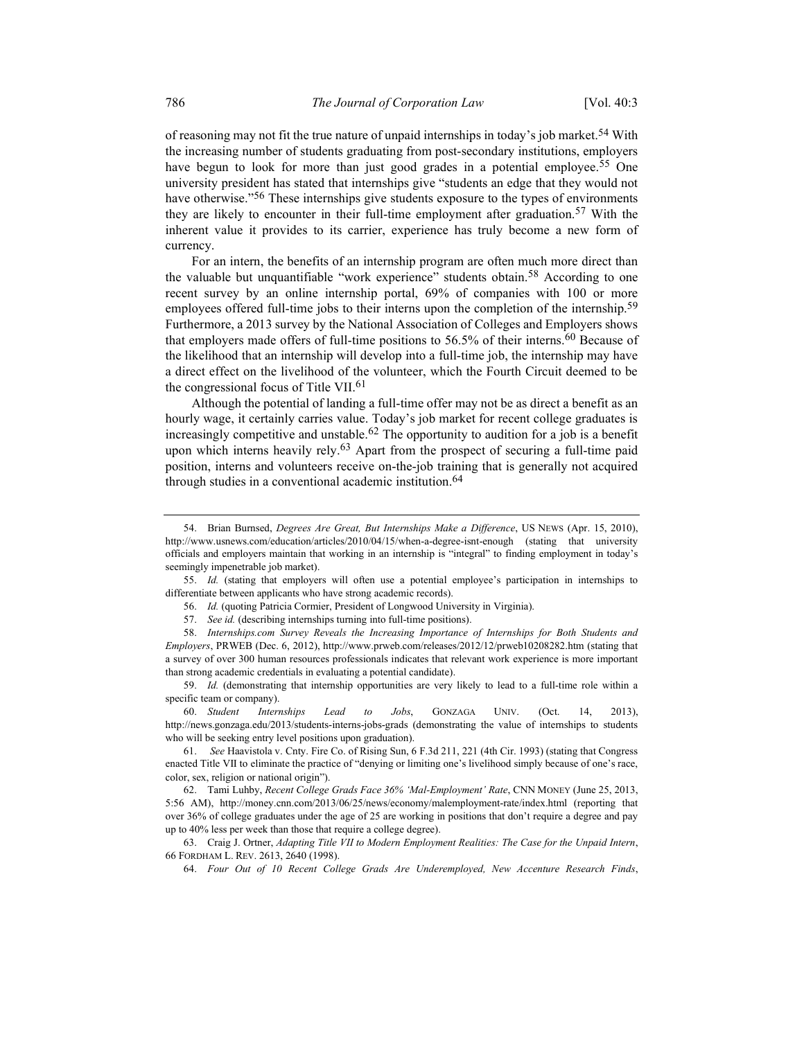of reasoning may not fit the true nature of unpaid internships in today's job market.[54] With the increasing number of students graduating from post-secondary institutions, employers have begun to look for more than just good grades in a potential employee.[55] One university president has stated that internships give "students an edge that they would not have otherwise."[56] These internships give students exposure to the types of environments they are likely to encounter in their full-time employment after graduation.[57] With the inherent value it provides to its carrier, experience has truly become a new form of currency.

For an intern, the benefits of an internship program are often much more direct than the valuable but unquantifiable "work experience" students obtain.[58] According to one recent survey by an online internship portal, 69% of companies with 100 or more employees offered full-time jobs to their interns upon the completion of the internship.[59] Furthermore, a 2013 survey by the National Association of Colleges and Employers shows that employers made offers of full-time positions to 56.5% of their interns.[60] Because of the likelihood that an internship will develop into a full-time job, the internship may have a direct effect on the livelihood of the volunteer, which the Fourth Circuit deemed to be the congressional focus of Title VII.[61]

Although the potential of landing a full-time offer may not be as direct a benefit as an hourly wage, it certainly carries value. Today's job market for recent college graduates is increasingly competitive and unstable.[62] The opportunity to audition for a job is a benefit upon which interns heavily rely.[63] Apart from the prospect of securing a full-time paid position, interns and volunteers receive on-the-job training that is generally not acquired through studies in a conventional academic institution.[64]

---

54. Brian Burnsed, *Degrees Are Great, But Internships Make a Difference*, US NEWS (Apr. 15, 2010), http://www.usnews.com/education/articles/2010/04/15/when-a-degree-isnt-enough (stating that university officials and employers maintain that working in an internship is "integral" to finding employment in today's seemingly impenetrable job market).

55. *Id.* (stating that employers will often use a potential employee's participation in internships to differentiate between applicants who have strong academic records).

56. *Id.* (quoting Patricia Cormier, President of Longwood University in Virginia).

57. *See id.* (describing internships turning into full-time positions).

58. *Internships.com Survey Reveals the Increasing Importance of Internships for Both Students and Employers*, PRWEB (Dec. 6, 2012), http://www.prweb.com/releases/2012/12/prweb10208282.htm (stating that a survey of over 300 human resources professionals indicates that relevant work experience is more important than strong academic credentials in evaluating a potential candidate).

59. *Id.* (demonstrating that internship opportunities are very likely to lead to a full-time role within a specific team or company).

60. *Student Internships Lead to Jobs*, GONZAGA UNIV. (Oct. 14, 2013), http://news.gonzaga.edu/2013/students-interns-jobs-grads (demonstrating the value of internships to students who will be seeking entry level positions upon graduation).

61. *See* Haavistola v. Cnty. Fire Co. of Rising Sun, 6 F.3d 211, 221 (4th Cir. 1993) (stating that Congress enacted Title VII to eliminate the practice of "denying or limiting one's livelihood simply because of one's race, color, sex, religion or national origin").

62. Tami Luhby, *Recent College Grads Face 36% 'Mal-Employment' Rate*, CNN MONEY (June 25, 2013, 5:56 AM), http://money.cnn.com/2013/06/25/news/economy/malemployment-rate/index.html (reporting that over 36% of college graduates under the age of 25 are working in positions that don't require a degree and pay up to 40% less per week than those that require a college degree).

63. Craig J. Ortner, *Adapting Title VII to Modern Employment Realities: The Case for the Unpaid Intern*, 66 FORDHAM L. REV. 2613, 2640 (1998).

64. *Four Out of 10 Recent College Grads Are Underemployed, New Accenture Research Finds*,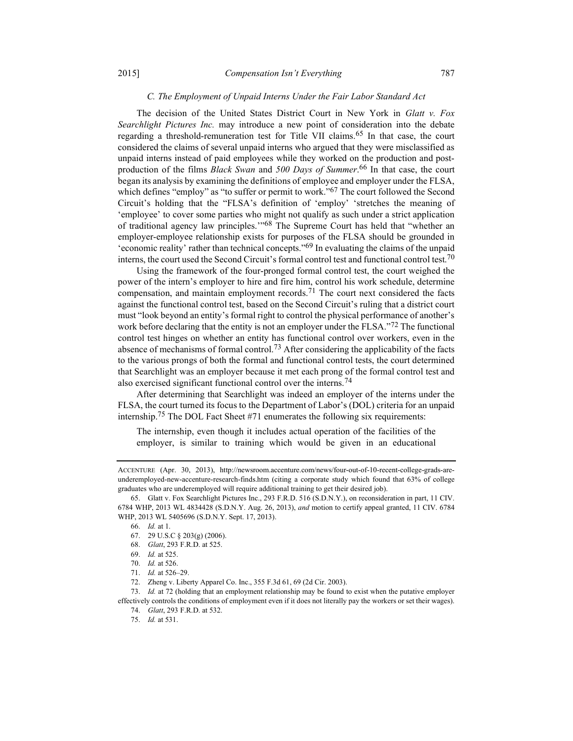### C. The Employment of Unpaid Interns Under the Fair Labor Standard Act

The decision of the United States District Court in New York in *Glatt v. Fox Searchlight Pictures Inc.* may introduce a new point of consideration into the debate regarding a threshold-remuneration test for Title VII claims.[65] In that case, the court considered the claims of several unpaid interns who argued that they were misclassified as unpaid interns instead of paid employees while they worked on the production and post-production of the films *Black Swan* and *500 Days of Summer*.[66] In that case, the court began its analysis by examining the definitions of employee and employer under the FLSA, which defines "employ" as "to suffer or permit to work."[67] The court followed the Second Circuit's holding that the "FLSA's definition of 'employ' 'stretches the meaning of 'employee' to cover some parties who might not qualify as such under a strict application of traditional agency law principles.'"[68] The Supreme Court has held that "whether an employer-employee relationship exists for purposes of the FLSA should be grounded in 'economic reality' rather than technical concepts."[69] In evaluating the claims of the unpaid interns, the court used the Second Circuit's formal control test and functional control test.[70]

Using the framework of the four-pronged formal control test, the court weighed the power of the intern's employer to hire and fire him, control his work schedule, determine compensation, and maintain employment records.[71] The court next considered the facts against the functional control test, based on the Second Circuit's ruling that a district court must "look beyond an entity's formal right to control the physical performance of another's work before declaring that the entity is not an employer under the FLSA."[72] The functional control test hinges on whether an entity has functional control over workers, even in the absence of mechanisms of formal control.[73] After considering the applicability of the facts to the various prongs of both the formal and functional control tests, the court determined that Searchlight was an employer because it met each prong of the formal control test and also exercised significant functional control over the interns.[74]

After determining that Searchlight was indeed an employer of the interns under the FLSA, the court turned its focus to the Department of Labor's (DOL) criteria for an unpaid internship.[75] The DOL Fact Sheet #71 enumerates the following six requirements:

> The internship, even though it includes actual operation of the facilities of the employer, is similar to training which would be given in an educational

---

ACCENTURE (Apr. 30, 2013), http://newsroom.accenture.com/news/four-out-of-10-recent-college-grads-are-underemployed-new-accenture-research-finds.htm (citing a corporate study which found that 63% of college graduates who are underemployed will require additional training to get their desired job).

65. Glatt v. Fox Searchlight Pictures Inc., 293 F.R.D. 516 (S.D.N.Y.), on reconsideration in part, 11 CIV. 6784 WHP, 2013 WL 4834428 (S.D.N.Y. Aug. 26, 2013), *and* motion to certify appeal granted, 11 CIV. 6784 WHP, 2013 WL 5405696 (S.D.N.Y. Sept. 17, 2013).

66. *Id.* at 1.

67. 29 U.S.C § 203(g) (2006).

68. *Glatt*, 293 F.R.D. at 525.

69. *Id.* at 525.

70. *Id.* at 526.

71. *Id.* at 526–29.

72. Zheng v. Liberty Apparel Co. Inc., 355 F.3d 61, 69 (2d Cir. 2003).

73. *Id.* at 72 (holding that an employment relationship may be found to exist when the putative employer effectively controls the conditions of employment even if it does not literally pay the workers or set their wages).

74. *Glatt*, 293 F.R.D. at 532.

75. *Id.* at 531.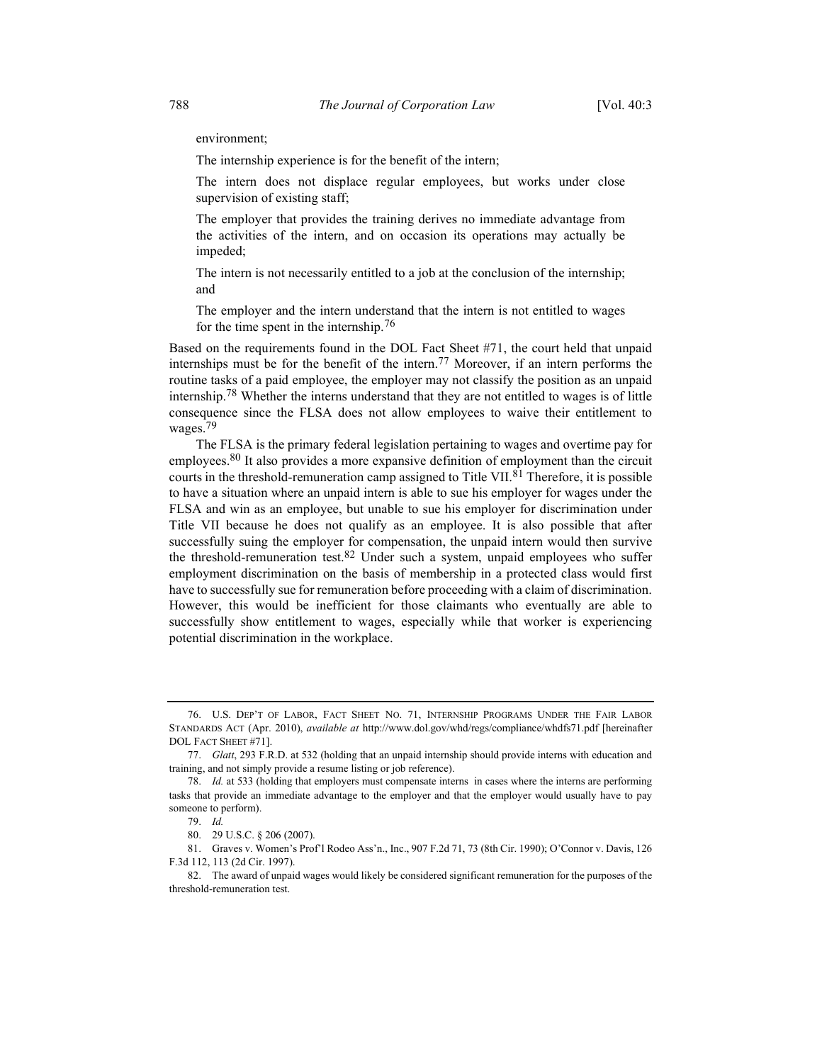environment;

The internship experience is for the benefit of the intern;

The intern does not displace regular employees, but works under close supervision of existing staff;

The employer that provides the training derives no immediate advantage from the activities of the intern, and on occasion its operations may actually be impeded;

The intern is not necessarily entitled to a job at the conclusion of the internship; and

The employer and the intern understand that the intern is not entitled to wages for the time spent in the internship.[76]

Based on the requirements found in the DOL Fact Sheet #71, the court held that unpaid internships must be for the benefit of the intern.[77] Moreover, if an intern performs the routine tasks of a paid employee, the employer may not classify the position as an unpaid internship.[78] Whether the interns understand that they are not entitled to wages is of little consequence since the FLSA does not allow employees to waive their entitlement to wages.[79]

The FLSA is the primary federal legislation pertaining to wages and overtime pay for employees.[80] It also provides a more expansive definition of employment than the circuit courts in the threshold-remuneration camp assigned to Title VII.[81] Therefore, it is possible to have a situation where an unpaid intern is able to sue his employer for wages under the FLSA and win as an employee, but unable to sue his employer for discrimination under Title VII because he does not qualify as an employee. It is also possible that after successfully suing the employer for compensation, the unpaid intern would then survive the threshold-remuneration test.[82] Under such a system, unpaid employees who suffer employment discrimination on the basis of membership in a protected class would first have to successfully sue for remuneration before proceeding with a claim of discrimination. However, this would be inefficient for those claimants who eventually are able to successfully show entitlement to wages, especially while that worker is experiencing potential discrimination in the workplace.

---

76. U.S. DEP'T OF LABOR, FACT SHEET NO. 71, INTERNSHIP PROGRAMS UNDER THE FAIR LABOR STANDARDS ACT (Apr. 2010), *available at* http://www.dol.gov/whd/regs/compliance/whdfs71.pdf [hereinafter DOL FACT SHEET #71].

77. *Glatt*, 293 F.R.D. at 532 (holding that an unpaid internship should provide interns with education and training, and not simply provide a resume listing or job reference).

78. *Id.* at 533 (holding that employers must compensate interns in cases where the interns are performing tasks that provide an immediate advantage to the employer and that the employer would usually have to pay someone to perform).

79. *Id.*

80. 29 U.S.C. § 206 (2007).

81. Graves v. Women's Prof'l Rodeo Ass'n., Inc., 907 F.2d 71, 73 (8th Cir. 1990); O'Connor v. Davis, 126 F.3d 112, 113 (2d Cir. 1997).

82. The award of unpaid wages would likely be considered significant remuneration for the purposes of the threshold-remuneration test.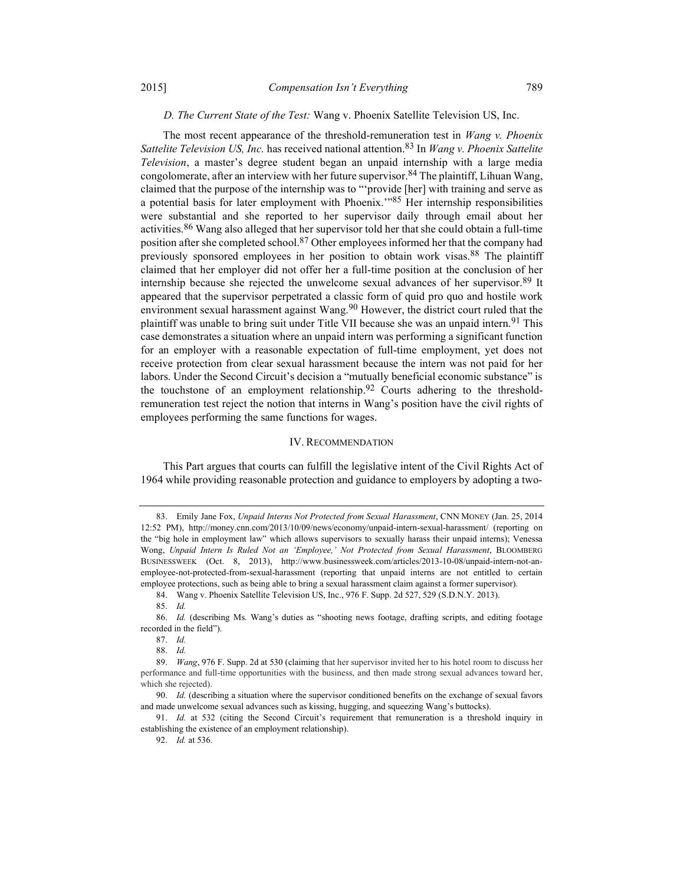### *D. The Current State of the Test:* Wang v. Phoenix Satellite Television US, Inc.

The most recent appearance of the threshold-remuneration test in *Wang v. Phoenix Sattelite Television US, Inc.* has received national attention.[83] In *Wang v. Phoenix Sattelite Television*, a master's degree student began an unpaid internship with a large media congolomerate, after an interview with her future supervisor.[84] The plaintiff, Lihuan Wang, claimed that the purpose of the internship was to "'provide [her] with training and serve as a potential basis for later employment with Phoenix.'"[85] Her internship responsibilities were substantial and she reported to her supervisor daily through email about her activities.[86] Wang also alleged that her supervisor told her that she could obtain a full-time position after she completed school.[87] Other employees informed her that the company had previously sponsored employees in her position to obtain work visas.[88] The plaintiff claimed that her employer did not offer her a full-time position at the conclusion of her internship because she rejected the unwelcome sexual advances of her supervisor.[89] It appeared that the supervisor perpetrated a classic form of quid pro quo and hostile work environment sexual harassment against Wang.[90] However, the district court ruled that the plaintiff was unable to bring suit under Title VII because she was an unpaid intern.[91] This case demonstrates a situation where an unpaid intern was performing a significant function for an employer with a reasonable expectation of full-time employment, yet does not receive protection from clear sexual harassment because the intern was not paid for her labors. Under the Second Circuit's decision a "mutually beneficial economic substance" is the touchstone of an employment relationship.[92] Courts adhering to the threshold-remuneration test reject the notion that interns in Wang's position have the civil rights of employees performing the same functions for wages.

## IV. RECOMMENDATION

This Part argues that courts can fulfill the legislative intent of the Civil Rights Act of 1964 while providing reasonable protection and guidance to employers by adopting a two-

---

83. Emily Jane Fox, *Unpaid Interns Not Protected from Sexual Harassment*, CNN MONEY (Jan. 25, 2014 12:52 PM), http://money.cnn.com/2013/10/09/news/economy/unpaid-intern-sexual-harassment/ (reporting on the "big hole in employment law" which allows supervisors to sexually harass their unpaid interns); Venessa Wong, *Unpaid Intern Is Ruled Not an 'Employee,' Not Protected from Sexual Harassment*, BLOOMBERG BUSINESSWEEK (Oct. 8, 2013), http://www.businessweek.com/articles/2013-10-08/unpaid-intern-not-an-employee-not-protected-from-sexual-harassment (reporting that unpaid interns are not entitled to certain employee protections, such as being able to bring a sexual harassment claim against a former supervisor).

84. Wang v. Phoenix Satellite Television US, Inc., 976 F. Supp. 2d 527, 529 (S.D.N.Y. 2013).

85. *Id.*

86. *Id.* (describing Ms. Wang's duties as "shooting news footage, drafting scripts, and editing footage recorded in the field").

87. *Id.*

88. *Id.*

89. *Wang*, 976 F. Supp. 2d at 530 (claiming that her supervisor invited her to his hotel room to discuss her performance and full-time opportunities with the business, and then made strong sexual advances toward her, which she rejected).

90. *Id.* (describing a situation where the supervisor conditioned benefits on the exchange of sexual favors and made unwelcome sexual advances such as kissing, hugging, and squeezing Wang's buttocks).

91. *Id.* at 532 (citing the Second Circuit's requirement that remuneration is a threshold inquiry in establishing the existence of an employment relationship).

92. *Id.* at 536.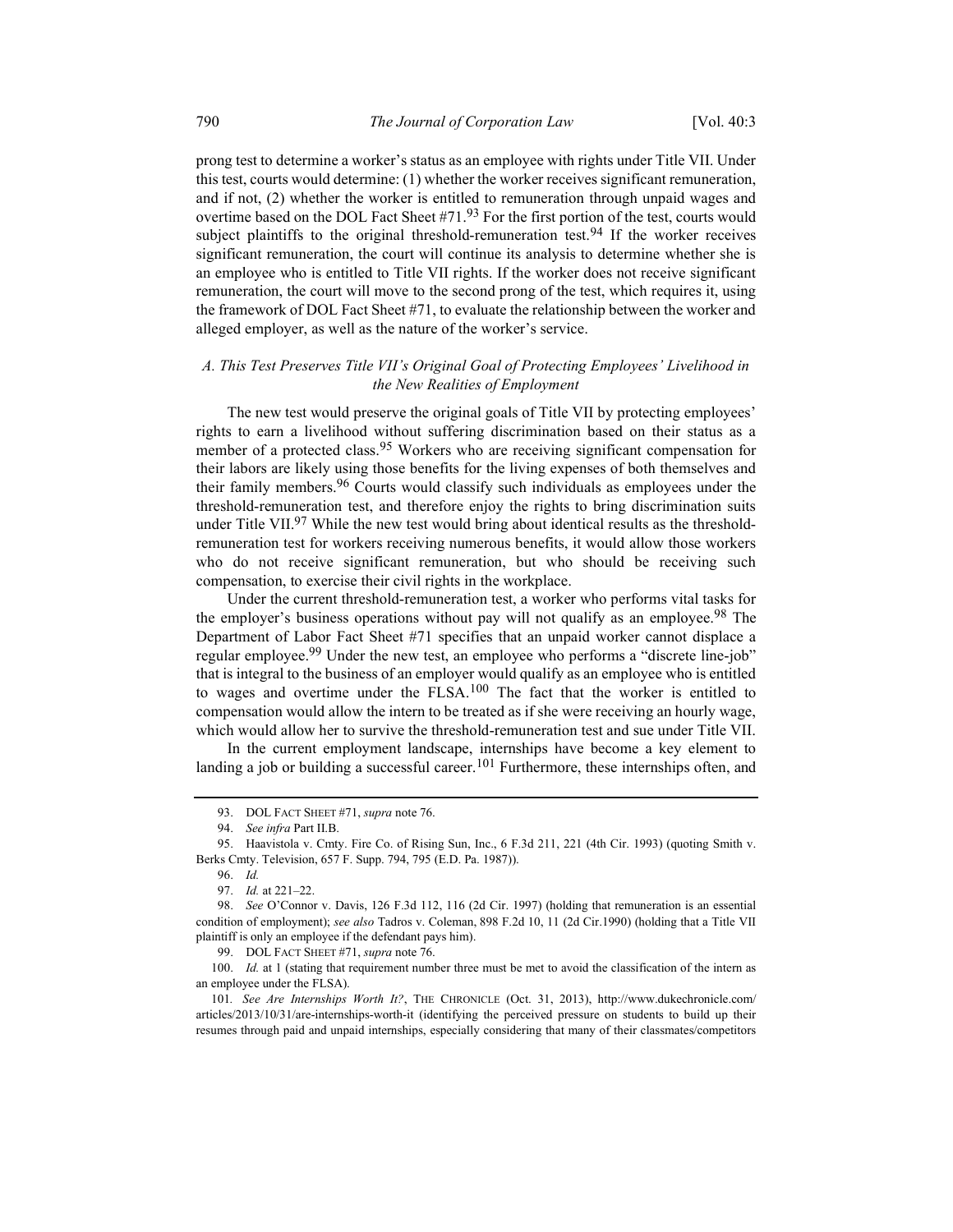prong test to determine a worker's status as an employee with rights under Title VII. Under this test, courts would determine: (1) whether the worker receives significant remuneration, and if not, (2) whether the worker is entitled to remuneration through unpaid wages and overtime based on the DOL Fact Sheet #71.[93] For the first portion of the test, courts would subject plaintiffs to the original threshold-remuneration test.[94] If the worker receives significant remuneration, the court will continue its analysis to determine whether she is an employee who is entitled to Title VII rights. If the worker does not receive significant remuneration, the court will move to the second prong of the test, which requires it, using the framework of DOL Fact Sheet #71, to evaluate the relationship between the worker and alleged employer, as well as the nature of the worker's service.

### *A. This Test Preserves Title VII's Original Goal of Protecting Employees' Livelihood in the New Realities of Employment*

The new test would preserve the original goals of Title VII by protecting employees' rights to earn a livelihood without suffering discrimination based on their status as a member of a protected class.[95] Workers who are receiving significant compensation for their labors are likely using those benefits for the living expenses of both themselves and their family members.[96] Courts would classify such individuals as employees under the threshold-remuneration test, and therefore enjoy the rights to bring discrimination suits under Title VII.[97] While the new test would bring about identical results as the threshold-remuneration test for workers receiving numerous benefits, it would allow those workers who do not receive significant remuneration, but who should be receiving such compensation, to exercise their civil rights in the workplace.

Under the current threshold-remuneration test, a worker who performs vital tasks for the employer's business operations without pay will not qualify as an employee.[98] The Department of Labor Fact Sheet #71 specifies that an unpaid worker cannot displace a regular employee.[99] Under the new test, an employee who performs a "discrete line-job" that is integral to the business of an employer would qualify as an employee who is entitled to wages and overtime under the FLSA.[100] The fact that the worker is entitled to compensation would allow the intern to be treated as if she were receiving an hourly wage, which would allow her to survive the threshold-remuneration test and sue under Title VII.

In the current employment landscape, internships have become a key element to landing a job or building a successful career.[101] Furthermore, these internships often, and

---

93. DOL FACT SHEET #71, *supra* note 76.

94. *See infra* Part II.B.

95. Haavistola v. Cmty. Fire Co. of Rising Sun, Inc., 6 F.3d 211, 221 (4th Cir. 1993) (quoting Smith v. Berks Cmty. Television, 657 F. Supp. 794, 795 (E.D. Pa. 1987)).

96. *Id.*

97. *Id.* at 221–22.

98. *See* O'Connor v. Davis, 126 F.3d 112, 116 (2d Cir. 1997) (holding that remuneration is an essential condition of employment); *see also* Tadros v. Coleman, 898 F.2d 10, 11 (2d Cir.1990) (holding that a Title VII plaintiff is only an employee if the defendant pays him).

99. DOL FACT SHEET #71, *supra* note 76.

100. *Id.* at 1 (stating that requirement number three must be met to avoid the classification of the intern as an employee under the FLSA).

101. *See Are Internships Worth It?*, THE CHRONICLE (Oct. 31, 2013), http://www.dukechronicle.com/articles/2013/10/31/are-internships-worth-it (identifying the perceived pressure on students to build up their resumes through paid and unpaid internships, especially considering that many of their classmates/competitors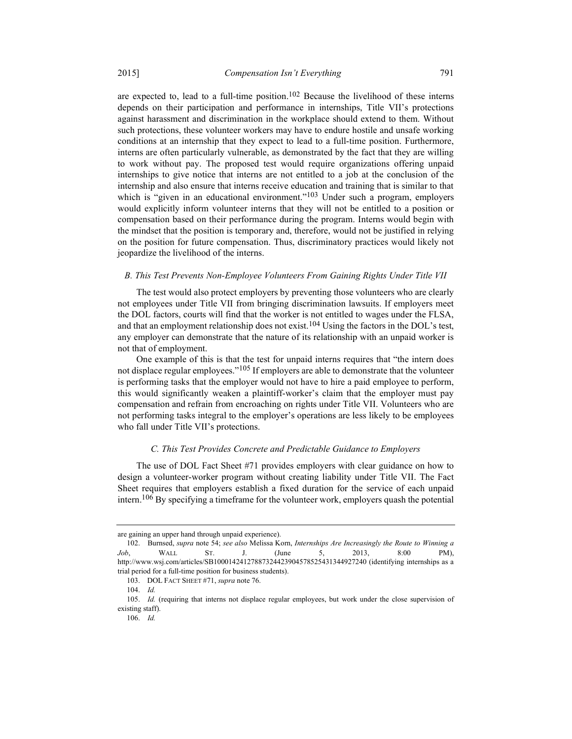are expected to, lead to a full-time position.[102] Because the livelihood of these interns depends on their participation and performance in internships, Title VII's protections against harassment and discrimination in the workplace should extend to them. Without such protections, these volunteer workers may have to endure hostile and unsafe working conditions at an internship that they expect to lead to a full-time position. Furthermore, interns are often particularly vulnerable, as demonstrated by the fact that they are willing to work without pay. The proposed test would require organizations offering unpaid internships to give notice that interns are not entitled to a job at the conclusion of the internship and also ensure that interns receive education and training that is similar to that which is "given in an educational environment."[103] Under such a program, employers would explicitly inform volunteer interns that they will not be entitled to a position or compensation based on their performance during the program. Interns would begin with the mindset that the position is temporary and, therefore, would not be justified in relying on the position for future compensation. Thus, discriminatory practices would likely not jeopardize the livelihood of the interns.

### *B. This Test Prevents Non-Employee Volunteers From Gaining Rights Under Title VII*

The test would also protect employers by preventing those volunteers who are clearly not employees under Title VII from bringing discrimination lawsuits. If employers meet the DOL factors, courts will find that the worker is not entitled to wages under the FLSA, and that an employment relationship does not exist.[104] Using the factors in the DOL's test, any employer can demonstrate that the nature of its relationship with an unpaid worker is not that of employment.

One example of this is that the test for unpaid interns requires that "the intern does not displace regular employees."[105] If employers are able to demonstrate that the volunteer is performing tasks that the employer would not have to hire a paid employee to perform, this would significantly weaken a plaintiff-worker's claim that the employer must pay compensation and refrain from encroaching on rights under Title VII. Volunteers who are not performing tasks integral to the employer's operations are less likely to be employees who fall under Title VII's protections.

### *C. This Test Provides Concrete and Predictable Guidance to Employers*

The use of DOL Fact Sheet #71 provides employers with clear guidance on how to design a volunteer-worker program without creating liability under Title VII. The Fact Sheet requires that employers establish a fixed duration for the service of each unpaid intern.[106] By specifying a timeframe for the volunteer work, employers quash the potential

---

are gaining an upper hand through unpaid experience).

102. Burnsed, *supra* note 54; *see also* Melissa Korn, *Internships Are Increasingly the Route to Winning a Job*, WALL ST. J. (June 5, 2013, 8:00 PM), http://www.wsj.com/articles/SB10001424127887324423904578525431344927240 (identifying internships as a trial period for a full-time position for business students).

103. DOL FACT SHEET #71, *supra* note 76.

104. *Id.*

105. *Id.* (requiring that interns not displace regular employees, but work under the close supervision of existing staff).

106. *Id.*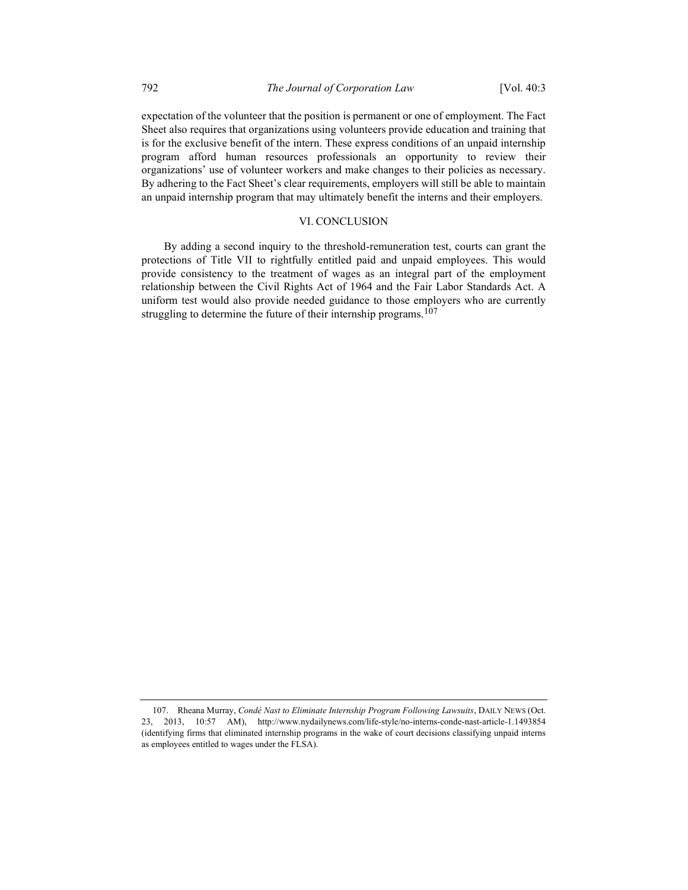expectation of the volunteer that the position is permanent or one of employment. The Fact Sheet also requires that organizations using volunteers provide education and training that is for the exclusive benefit of the intern. These express conditions of an unpaid internship program afford human resources professionals an opportunity to review their organizations' use of volunteer workers and make changes to their policies as necessary. By adhering to the Fact Sheet's clear requirements, employers will still be able to maintain an unpaid internship program that may ultimately benefit the interns and their employers.

## VI. CONCLUSION

By adding a second inquiry to the threshold-remuneration test, courts can grant the protections of Title VII to rightfully entitled paid and unpaid employees. This would provide consistency to the treatment of wages as an integral part of the employment relationship between the Civil Rights Act of 1964 and the Fair Labor Standards Act. A uniform test would also provide needed guidance to those employers who are currently struggling to determine the future of their internship programs.[107]

---

107. Rheana Murray, *Condé Nast to Eliminate Internship Program Following Lawsuits*, DAILY NEWS (Oct. 23, 2013, 10:57 AM), http://www.nydailynews.com/life-style/no-interns-conde-nast-article-1.1493854 (identifying firms that eliminated internship programs in the wake of court decisions classifying unpaid interns as employees entitled to wages under the FLSA).